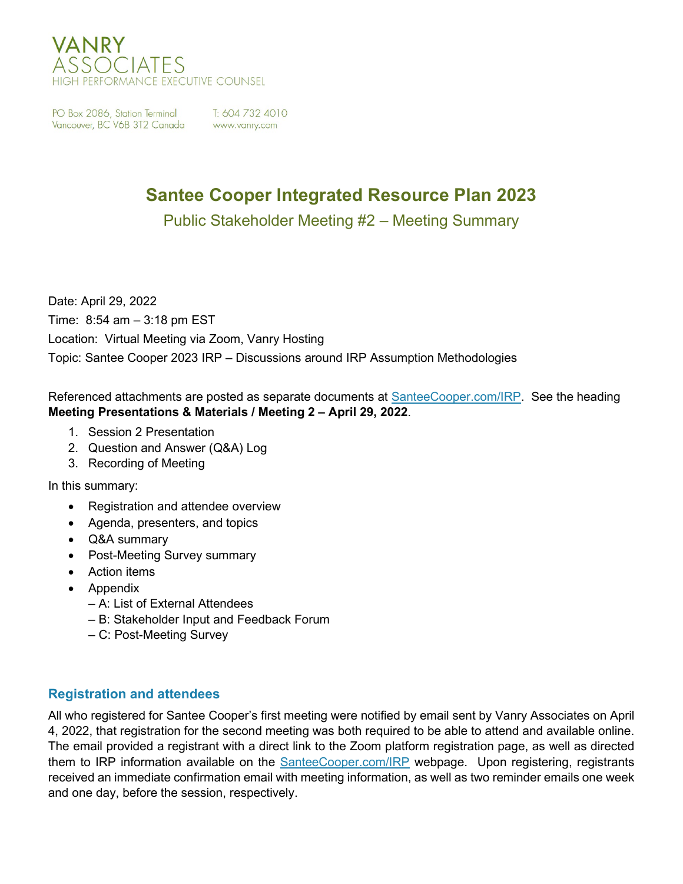VANRY
ASSOCIATES
HIGH PERFORMANCE EXECUTIVE COUNSEL

PO Box 2086, Station Terminal
Vancouver, BC V6B 3T2 Canada

T: 604 732 4010
www.vanry.com

# Santee Cooper Integrated Resource Plan 2023

## Public Stakeholder Meeting #2 – Meeting Summary

Date: April 29, 2022

Time: 8:54 am – 3:18 pm EST

Location: Virtual Meeting via Zoom, Vanry Hosting

Topic: Santee Cooper 2023 IRP – Discussions around IRP Assumption Methodologies

Referenced attachments are posted as separate documents at SanteeCooper.com/IRP. See the heading **Meeting Presentations & Materials / Meeting 2 – April 29, 2022**.

1. Session 2 Presentation
2. Question and Answer (Q&A) Log
3. Recording of Meeting

In this summary:

- Registration and attendee overview
- Agenda, presenters, and topics
- Q&A summary
- Post-Meeting Survey summary
- Action items
- Appendix
  – A: List of External Attendees
  – B: Stakeholder Input and Feedback Forum
  – C: Post-Meeting Survey

### Registration and attendees

All who registered for Santee Cooper's first meeting were notified by email sent by Vanry Associates on April 4, 2022, that registration for the second meeting was both required to be able to attend and available online. The email provided a registrant with a direct link to the Zoom platform registration page, as well as directed them to IRP information available on the SanteeCooper.com/IRP webpage. Upon registering, registrants received an immediate confirmation email with meeting information, as well as two reminder emails one week and one day, before the session, respectively.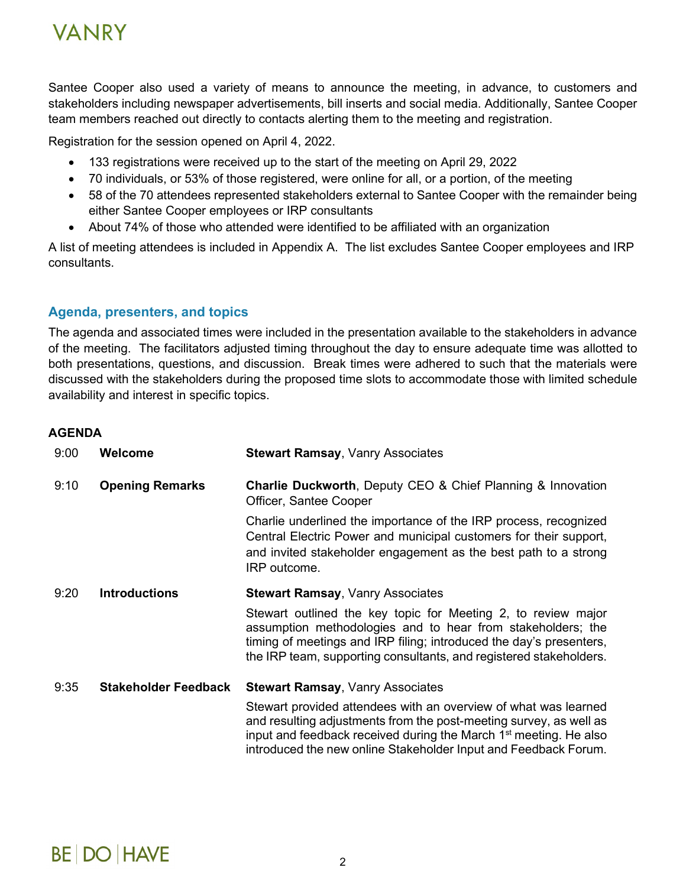Santee Cooper also used a variety of means to announce the meeting, in advance, to customers and stakeholders including newspaper advertisements, bill inserts and social media. Additionally, Santee Cooper team members reached out directly to contacts alerting them to the meeting and registration.

Registration for the session opened on April 4, 2022.

- 133 registrations were received up to the start of the meeting on April 29, 2022
- 70 individuals, or 53% of those registered, were online for all, or a portion, of the meeting
- 58 of the 70 attendees represented stakeholders external to Santee Cooper with the remainder being either Santee Cooper employees or IRP consultants
- About 74% of those who attended were identified to be affiliated with an organization

A list of meeting attendees is included in Appendix A. The list excludes Santee Cooper employees and IRP consultants.

## Agenda, presenters, and topics

The agenda and associated times were included in the presentation available to the stakeholders in advance of the meeting. The facilitators adjusted timing throughout the day to ensure adequate time was allotted to both presentations, questions, and discussion. Break times were adhered to such that the materials were discussed with the stakeholders during the proposed time slots to accommodate those with limited schedule availability and interest in specific topics.

**AGENDA**

| | | |
|---|---|---|
| 9:00 | **Welcome** | **Stewart Ramsay**, Vanry Associates |
| 9:10 | **Opening Remarks** | **Charlie Duckworth**, Deputy CEO & Chief Planning & Innovation Officer, Santee Cooper<br><br>Charlie underlined the importance of the IRP process, recognized Central Electric Power and municipal customers for their support, and invited stakeholder engagement as the best path to a strong IRP outcome. |
| 9:20 | **Introductions** | **Stewart Ramsay**, Vanry Associates<br><br>Stewart outlined the key topic for Meeting 2, to review major assumption methodologies and to hear from stakeholders; the timing of meetings and IRP filing; introduced the day's presenters, the IRP team, supporting consultants, and registered stakeholders. |
| 9:35 | **Stakeholder Feedback** | **Stewart Ramsay**, Vanry Associates<br><br>Stewart provided attendees with an overview of what was learned and resulting adjustments from the post-meeting survey, as well as input and feedback received during the March 1st meeting. He also introduced the new online Stakeholder Input and Feedback Forum. |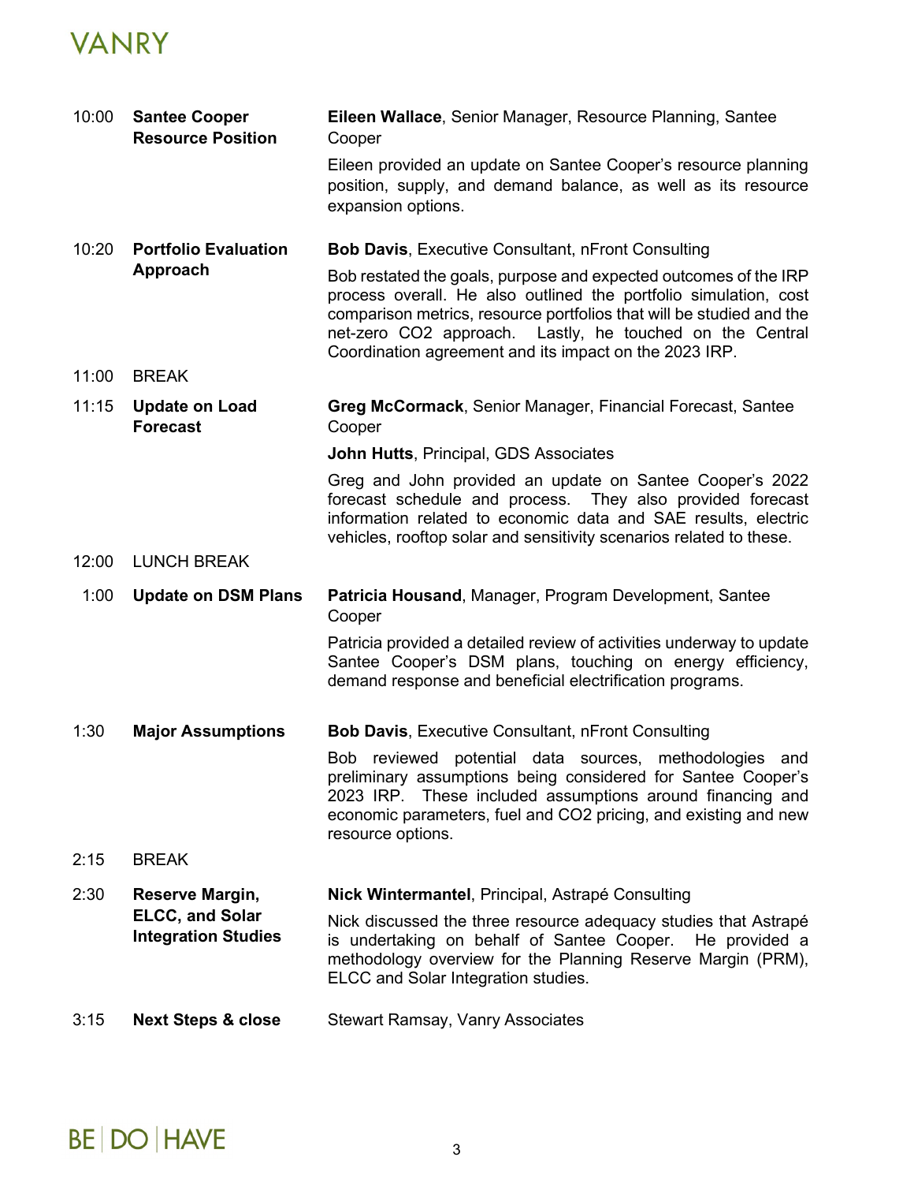| | | |
|---|---|---|
| 10:00 | **Santee Cooper Resource Position** | **Eileen Wallace**, Senior Manager, Resource Planning, Santee Cooper<br><br>Eileen provided an update on Santee Cooper's resource planning position, supply, and demand balance, as well as its resource expansion options. |
| 10:20 | **Portfolio Evaluation Approach** | **Bob Davis**, Executive Consultant, nFront Consulting<br><br>Bob restated the goals, purpose and expected outcomes of the IRP process overall. He also outlined the portfolio simulation, cost comparison metrics, resource portfolios that will be studied and the net-zero $CO_2$ approach. Lastly, he touched on the Central Coordination agreement and its impact on the 2023 IRP. |
| 11:00 | BREAK | |
| 11:15 | **Update on Load Forecast** | **Greg McCormack**, Senior Manager, Financial Forecast, Santee Cooper<br><br>**John Hutts**, Principal, GDS Associates<br><br>Greg and John provided an update on Santee Cooper's 2022 forecast schedule and process. They also provided forecast information related to economic data and SAE results, electric vehicles, rooftop solar and sensitivity scenarios related to these. |
| 12:00 | LUNCH BREAK | |
| 1:00 | **Update on DSM Plans** | **Patricia Housand**, Manager, Program Development, Santee Cooper<br><br>Patricia provided a detailed review of activities underway to update Santee Cooper's DSM plans, touching on energy efficiency, demand response and beneficial electrification programs. |
| 1:30 | **Major Assumptions** | **Bob Davis**, Executive Consultant, nFront Consulting<br><br>Bob reviewed potential data sources, methodologies and preliminary assumptions being considered for Santee Cooper's 2023 IRP. These included assumptions around financing and economic parameters, fuel and $CO_2$ pricing, and existing and new resource options. |
| 2:15 | BREAK | |
| 2:30 | **Reserve Margin, ELCC, and Solar Integration Studies** | **Nick Wintermantel**, Principal, Astrapé Consulting<br><br>Nick discussed the three resource adequacy studies that Astrapé is undertaking on behalf of Santee Cooper. He provided a methodology overview for the Planning Reserve Margin (PRM), ELCC and Solar Integration studies. |
| 3:15 | **Next Steps & close** | Stewart Ramsay, Vanry Associates |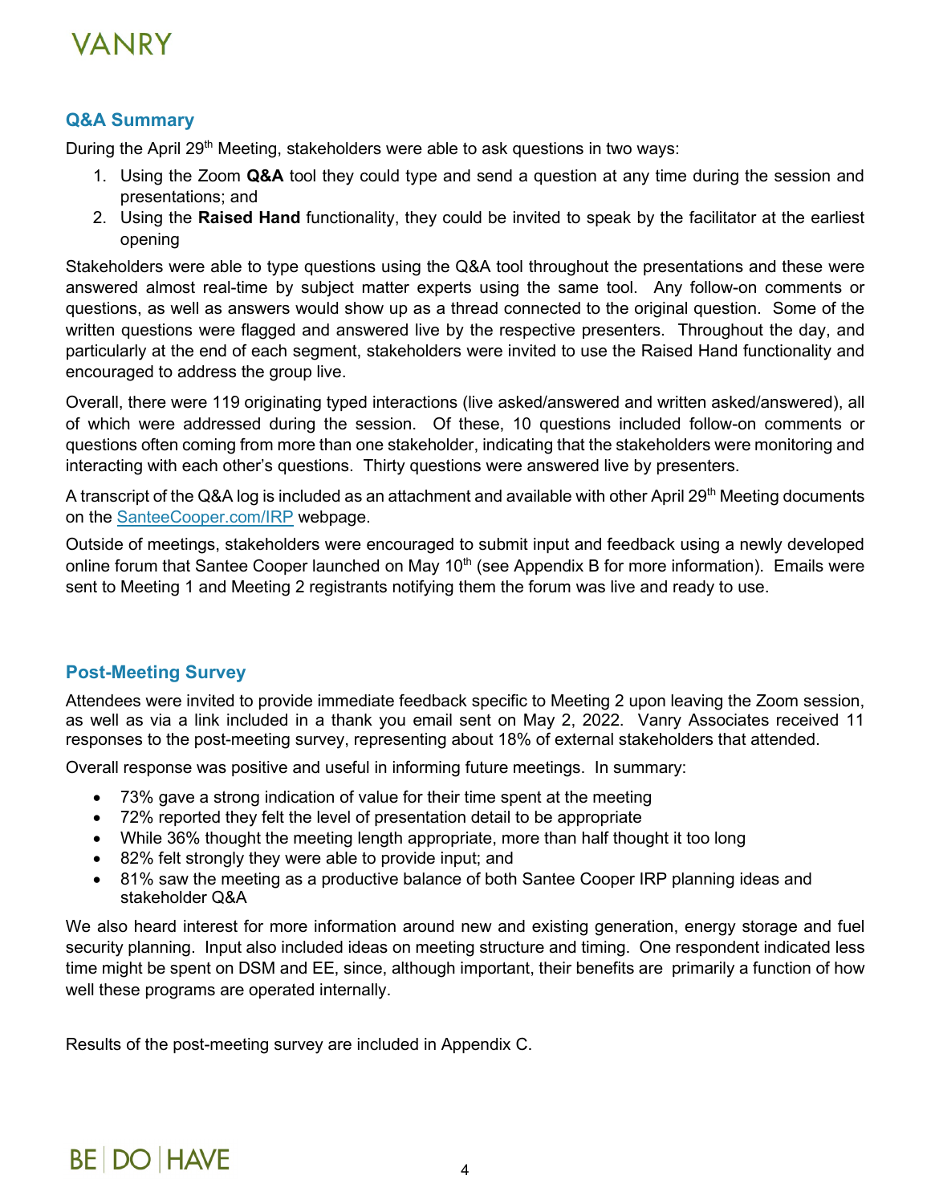## Q&A Summary

During the April 29th Meeting, stakeholders were able to ask questions in two ways:

1. Using the Zoom **Q&A** tool they could type and send a question at any time during the session and presentations; and
2. Using the **Raised Hand** functionality, they could be invited to speak by the facilitator at the earliest opening

Stakeholders were able to type questions using the Q&A tool throughout the presentations and these were answered almost real-time by subject matter experts using the same tool. Any follow-on comments or questions, as well as answers would show up as a thread connected to the original question. Some of the written questions were flagged and answered live by the respective presenters. Throughout the day, and particularly at the end of each segment, stakeholders were invited to use the Raised Hand functionality and encouraged to address the group live.

Overall, there were 119 originating typed interactions (live asked/answered and written asked/answered), all of which were addressed during the session. Of these, 10 questions included follow-on comments or questions often coming from more than one stakeholder, indicating that the stakeholders were monitoring and interacting with each other's questions. Thirty questions were answered live by presenters.

A transcript of the Q&A log is included as an attachment and available with other April 29th Meeting documents on the SanteeCooper.com/IRP webpage.

Outside of meetings, stakeholders were encouraged to submit input and feedback using a newly developed online forum that Santee Cooper launched on May 10th (see Appendix B for more information). Emails were sent to Meeting 1 and Meeting 2 registrants notifying them the forum was live and ready to use.

## Post-Meeting Survey

Attendees were invited to provide immediate feedback specific to Meeting 2 upon leaving the Zoom session, as well as via a link included in a thank you email sent on May 2, 2022. Vanry Associates received 11 responses to the post-meeting survey, representing about 18% of external stakeholders that attended.

Overall response was positive and useful in informing future meetings. In summary:

- 73% gave a strong indication of value for their time spent at the meeting
- 72% reported they felt the level of presentation detail to be appropriate
- While 36% thought the meeting length appropriate, more than half thought it too long
- 82% felt strongly they were able to provide input; and
- 81% saw the meeting as a productive balance of both Santee Cooper IRP planning ideas and stakeholder Q&A

We also heard interest for more information around new and existing generation, energy storage and fuel security planning. Input also included ideas on meeting structure and timing. One respondent indicated less time might be spent on DSM and EE, since, although important, their benefits are primarily a function of how well these programs are operated internally.

Results of the post-meeting survey are included in Appendix C.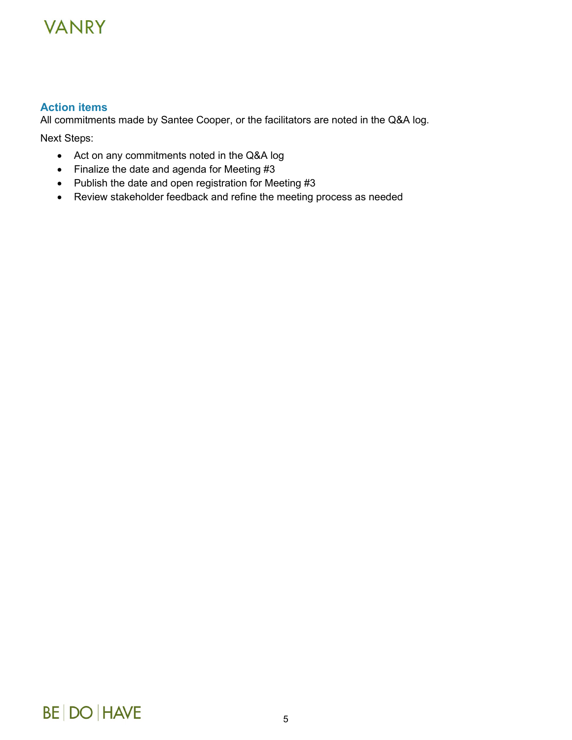## Action items

All commitments made by Santee Cooper, or the facilitators are noted in the Q&A log.

Next Steps:

- Act on any commitments noted in the Q&A log
- Finalize the date and agenda for Meeting #3
- Publish the date and open registration for Meeting #3
- Review stakeholder feedback and refine the meeting process as needed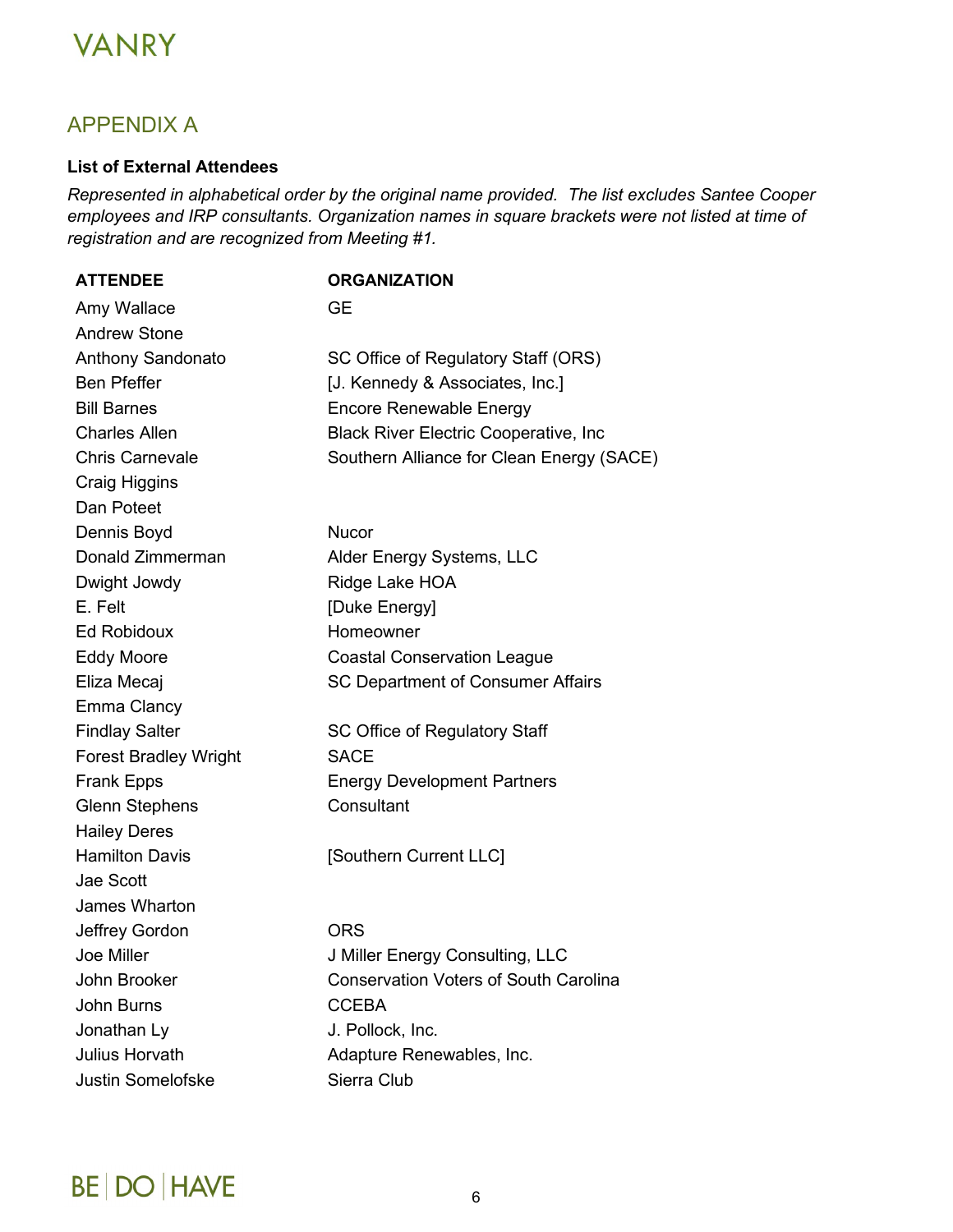## APPENDIX A

**List of External Attendees**

*Represented in alphabetical order by the original name provided. The list excludes Santee Cooper employees and IRP consultants. Organization names in square brackets were not listed at time of registration and are recognized from Meeting #1.*

| ATTENDEE | ORGANIZATION |
|---|---|
| Amy Wallace | GE |
| Andrew Stone | |
| Anthony Sandonato | SC Office of Regulatory Staff (ORS) |
| Ben Pfeffer | [J. Kennedy & Associates, Inc.] |
| Bill Barnes | Encore Renewable Energy |
| Charles Allen | Black River Electric Cooperative, Inc |
| Chris Carnevale | Southern Alliance for Clean Energy (SACE) |
| Craig Higgins | |
| Dan Poteet | |
| Dennis Boyd | Nucor |
| Donald Zimmerman | Alder Energy Systems, LLC |
| Dwight Jowdy | Ridge Lake HOA |
| E. Felt | [Duke Energy] |
| Ed Robidoux | Homeowner |
| Eddy Moore | Coastal Conservation League |
| Eliza Mecaj | SC Department of Consumer Affairs |
| Emma Clancy | |
| Findlay Salter | SC Office of Regulatory Staff |
| Forest Bradley Wright | SACE |
| Frank Epps | Energy Development Partners |
| Glenn Stephens | Consultant |
| Hailey Deres | |
| Hamilton Davis | [Southern Current LLC] |
| Jae Scott | |
| James Wharton | |
| Jeffrey Gordon | ORS |
| Joe Miller | J Miller Energy Consulting, LLC |
| John Brooker | Conservation Voters of South Carolina |
| John Burns | CCEBA |
| Jonathan Ly | J. Pollock, Inc. |
| Julius Horvath | Adapture Renewables, Inc. |
| Justin Somelofske | Sierra Club |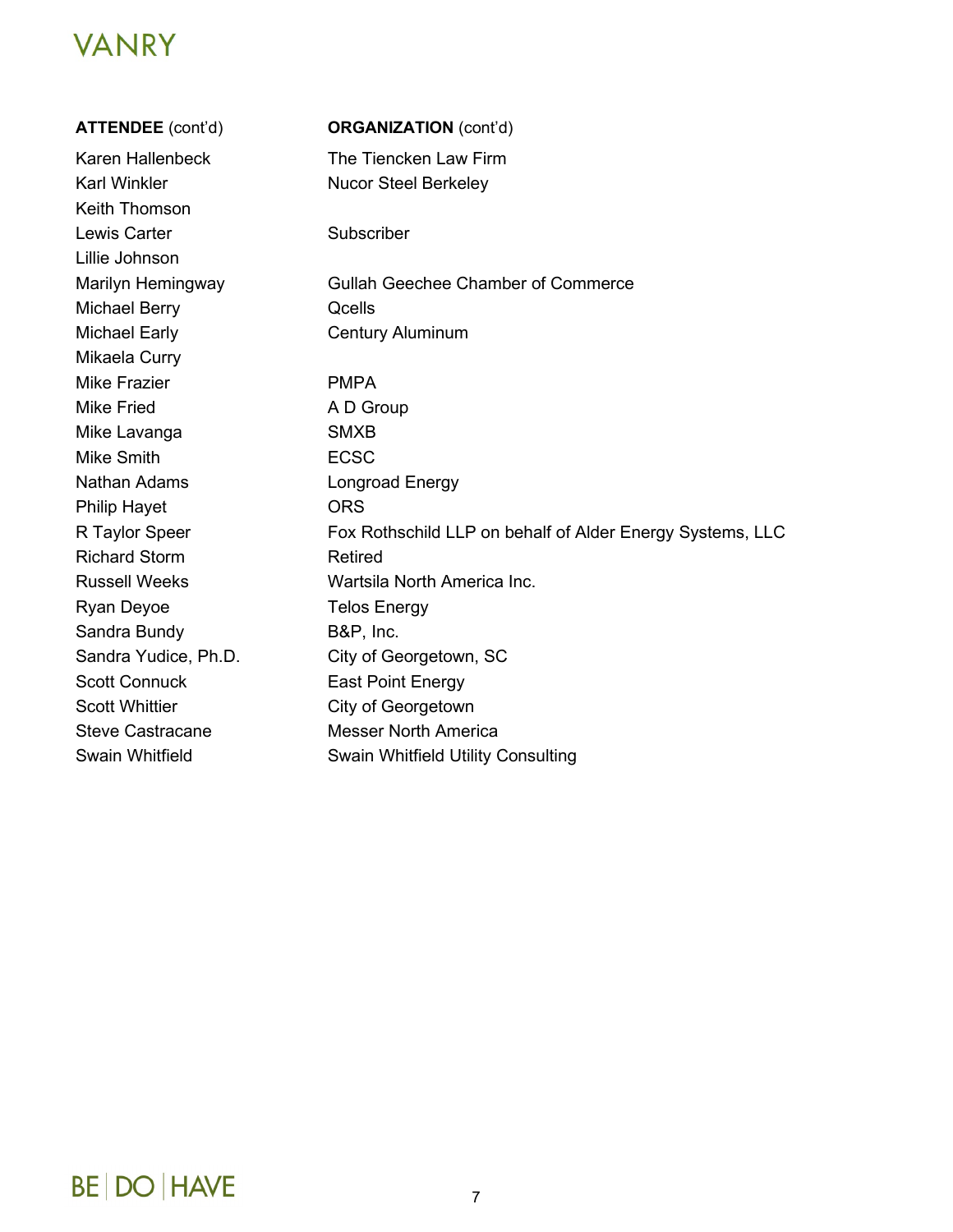| **ATTENDEE** (cont'd) | **ORGANIZATION** (cont'd) |
|---|---|
| Karen Hallenbeck | The Tiencken Law Firm |
| Karl Winkler | Nucor Steel Berkeley |
| Keith Thomson | |
| Lewis Carter | Subscriber |
| Lillie Johnson | |
| Marilyn Hemingway | Gullah Geechee Chamber of Commerce |
| Michael Berry | Qcells |
| Michael Early | Century Aluminum |
| Mikaela Curry | |
| Mike Frazier | PMPA |
| Mike Fried | A D Group |
| Mike Lavanga | SMXB |
| Mike Smith | ECSC |
| Nathan Adams | Longroad Energy |
| Philip Hayet | ORS |
| R Taylor Speer | Fox Rothschild LLP on behalf of Alder Energy Systems, LLC |
| Richard Storm | Retired |
| Russell Weeks | Wartsila North America Inc. |
| Ryan Deyoe | Telos Energy |
| Sandra Bundy | B&P, Inc. |
| Sandra Yudice, Ph.D. | City of Georgetown, SC |
| Scott Connuck | East Point Energy |
| Scott Whittier | City of Georgetown |
| Steve Castracane | Messer North America |
| Swain Whitfield | Swain Whitfield Utility Consulting |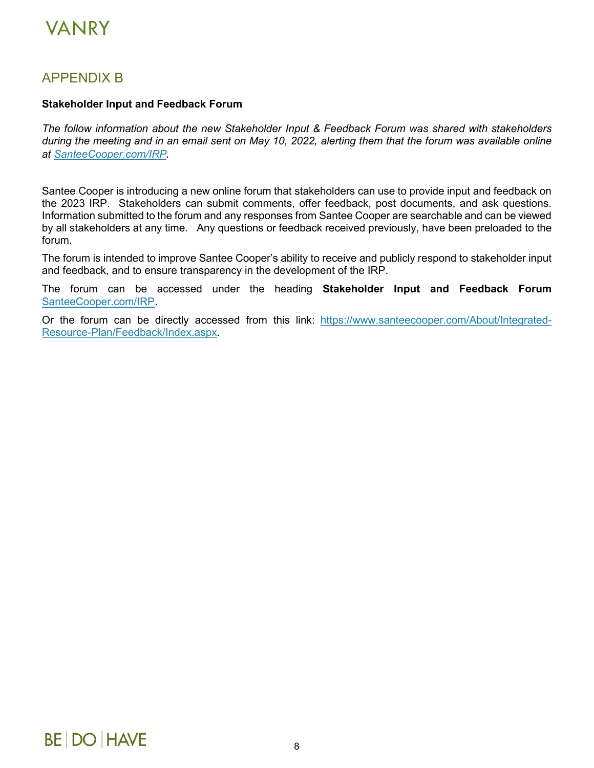## APPENDIX B

**Stakeholder Input and Feedback Forum**

*The follow information about the new Stakeholder Input & Feedback Forum was shared with stakeholders during the meeting and in an email sent on May 10, 2022, alerting them that the forum was available online at [SanteeCooper.com/IRP](SanteeCooper.com/IRP).*

Santee Cooper is introducing a new online forum that stakeholders can use to provide input and feedback on the 2023 IRP. Stakeholders can submit comments, offer feedback, post documents, and ask questions. Information submitted to the forum and any responses from Santee Cooper are searchable and can be viewed by all stakeholders at any time. Any questions or feedback received previously, have been preloaded to the forum.

The forum is intended to improve Santee Cooper's ability to receive and publicly respond to stakeholder input and feedback, and to ensure transparency in the development of the IRP.

The forum can be accessed under the heading **Stakeholder Input and Feedback Forum** [SanteeCooper.com/IRP](SanteeCooper.com/IRP).

Or the forum can be directly accessed from this link: [https://www.santeecooper.com/About/Integrated-Resource-Plan/Feedback/Index.aspx](https://www.santeecooper.com/About/Integrated-Resource-Plan/Feedback/Index.aspx).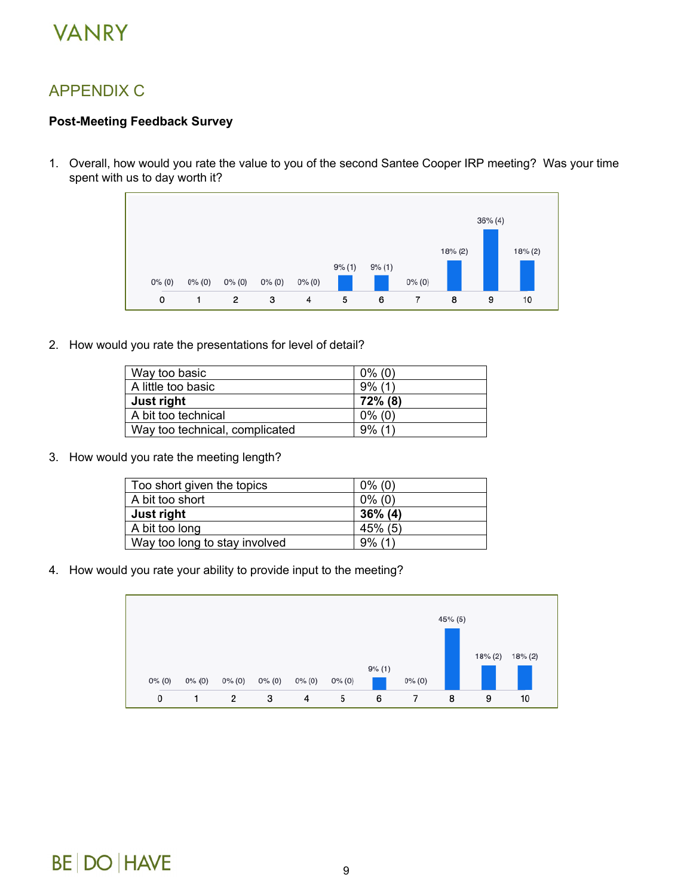## APPENDIX C

**Post-Meeting Feedback Survey**

1. Overall, how would you rate the value to you of the second Santee Cooper IRP meeting? Was your time spent with us to day worth it?

0% (0) 0% (0) 0% (0) 0% (0) 0% (0) 9% (1) 9% (1) 0% (0) 18% (2) 36% (4) 18% (2)

0 1 2 3 4 5 6 7 8 9 10

2. How would you rate the presentations for level of detail?

| | |
|---|---|
| Way too basic | 0% (0) |
| A little too basic | 9% (1) |
| **Just right** | **72% (8)** |
| A bit too technical | 0% (0) |
| Way too technical, complicated | 9% (1) |

3. How would you rate the meeting length?

| | |
|---|---|
| Too short given the topics | 0% (0) |
| A bit too short | 0% (0) |
| **Just right** | **36% (4)** |
| A bit too long | 45% (5) |
| Way too long to stay involved | 9% (1) |

4. How would you rate your ability to provide input to the meeting?

0% (0) 0% (0) 0% (0) 0% (0) 0% (0) 0% (0) 9% (1) 0% (0) 45% (5) 18% (2) 18% (2)

0 1 2 3 4 5 6 7 8 9 10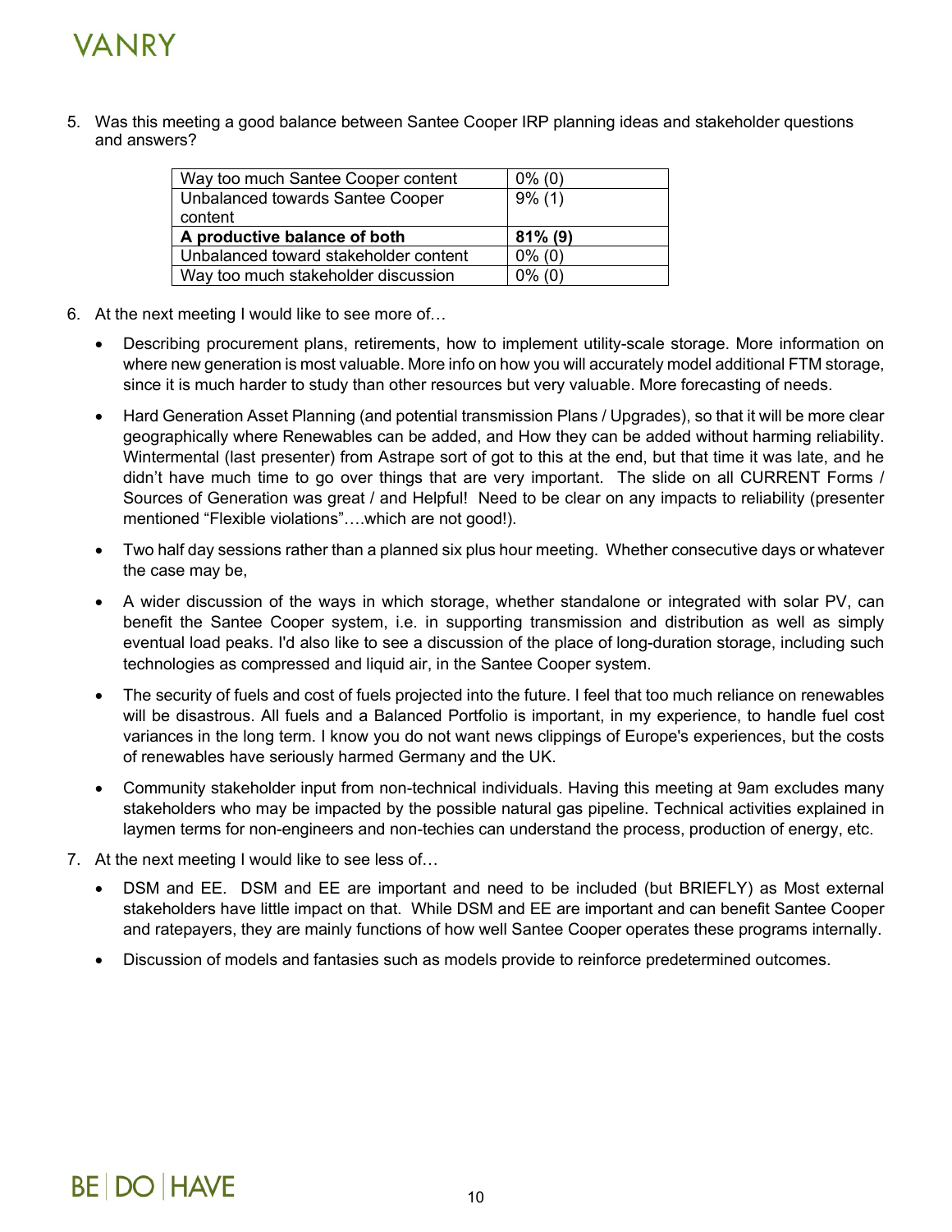5. Was this meeting a good balance between Santee Cooper IRP planning ideas and stakeholder questions and answers?

| | |
|---|---|
| Way too much Santee Cooper content | 0% (0) |
| Unbalanced towards Santee Cooper content | 9% (1) |
| **A productive balance of both** | **81% (9)** |
| Unbalanced toward stakeholder content | 0% (0) |
| Way too much stakeholder discussion | 0% (0) |

6. At the next meeting I would like to see more of…

- Describing procurement plans, retirements, how to implement utility-scale storage. More information on where new generation is most valuable. More info on how you will accurately model additional FTM storage, since it is much harder to study than other resources but very valuable. More forecasting of needs.
- Hard Generation Asset Planning (and potential transmission Plans / Upgrades), so that it will be more clear geographically where Renewables can be added, and How they can be added without harming reliability. Wintermental (last presenter) from Astrape sort of got to this at the end, but that time it was late, and he didn't have much time to go over things that are very important. The slide on all CURRENT Forms / Sources of Generation was great / and Helpful! Need to be clear on any impacts to reliability (presenter mentioned "Flexible violations"….which are not good!).
- Two half day sessions rather than a planned six plus hour meeting. Whether consecutive days or whatever the case may be,
- A wider discussion of the ways in which storage, whether standalone or integrated with solar PV, can benefit the Santee Cooper system, i.e. in supporting transmission and distribution as well as simply eventual load peaks. I'd also like to see a discussion of the place of long-duration storage, including such technologies as compressed and liquid air, in the Santee Cooper system.
- The security of fuels and cost of fuels projected into the future. I feel that too much reliance on renewables will be disastrous. All fuels and a Balanced Portfolio is important, in my experience, to handle fuel cost variances in the long term. I know you do not want news clippings of Europe's experiences, but the costs of renewables have seriously harmed Germany and the UK.
- Community stakeholder input from non-technical individuals. Having this meeting at 9am excludes many stakeholders who may be impacted by the possible natural gas pipeline. Technical activities explained in laymen terms for non-engineers and non-techies can understand the process, production of energy, etc.

7. At the next meeting I would like to see less of…

- DSM and EE. DSM and EE are important and need to be included (but BRIEFLY) as Most external stakeholders have little impact on that. While DSM and EE are important and can benefit Santee Cooper and ratepayers, they are mainly functions of how well Santee Cooper operates these programs internally.
- Discussion of models and fantasies such as models provide to reinforce predetermined outcomes.